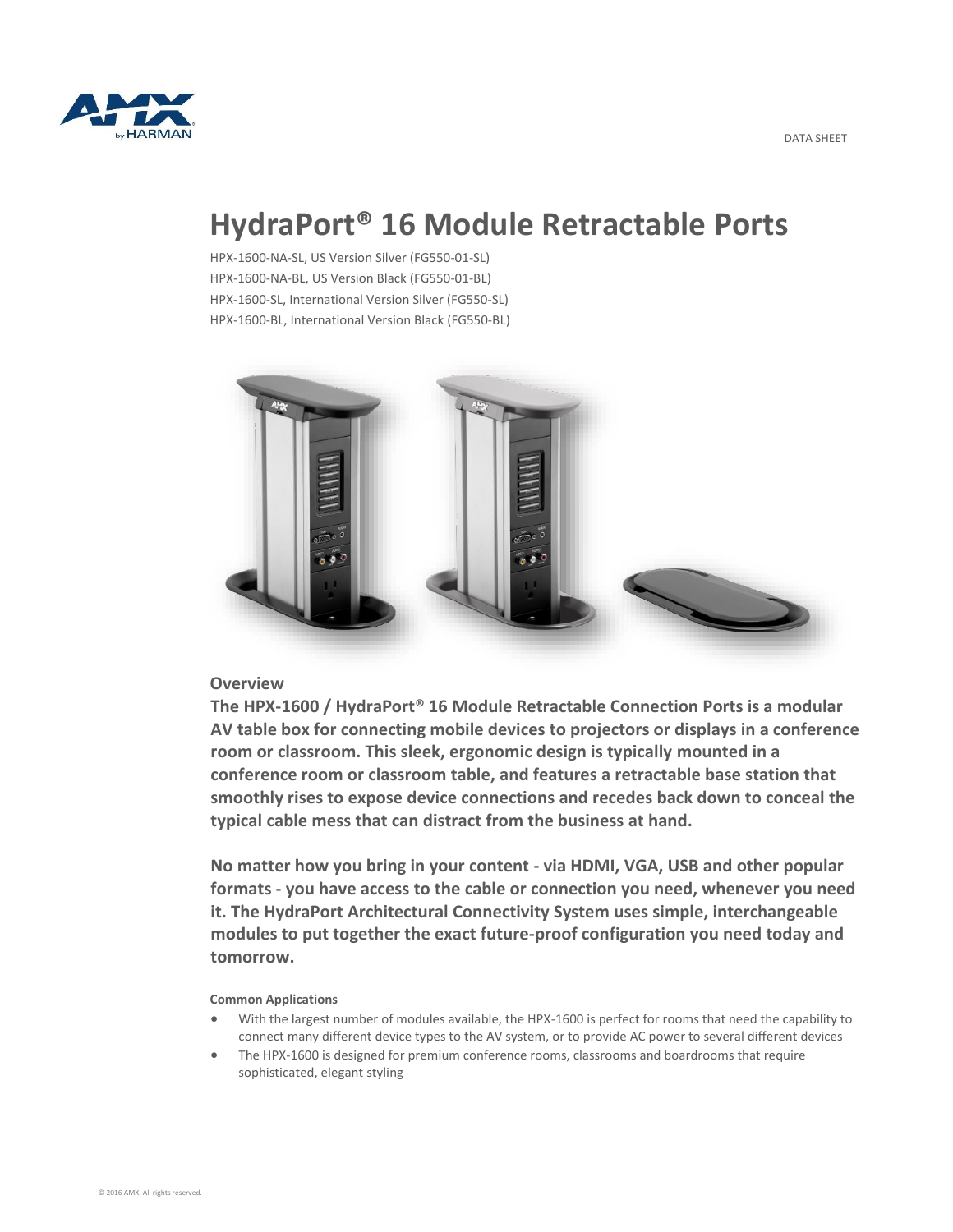DATA SHEET

# HydraPort® 16 Module Retractable Ports

HPX-1600-NA-SL, US Version Silver (FG550-01-SL)
HPX-1600-NA-BL, US Version Black (FG550-01-BL)
HPX-1600-SL, International Version Silver (FG550-SL)
HPX-1600-BL, International Version Black (FG550-BL)

## Overview

**The HPX-1600 / HydraPort® 16 Module Retractable Connection Ports is a modular AV table box for connecting mobile devices to projectors or displays in a conference room or classroom. This sleek, ergonomic design is typically mounted in a conference room or classroom table, and features a retractable base station that smoothly rises to expose device connections and recedes back down to conceal the typical cable mess that can distract from the business at hand.**

**No matter how you bring in your content - via HDMI, VGA, USB and other popular formats - you have access to the cable or connection you need, whenever you need it. The HydraPort Architectural Connectivity System uses simple, interchangeable modules to put together the exact future-proof configuration you need today and tomorrow.**

#### Common Applications

- With the largest number of modules available, the HPX-1600 is perfect for rooms that need the capability to connect many different device types to the AV system, or to provide AC power to several different devices
- The HPX-1600 is designed for premium conference rooms, classrooms and boardrooms that require sophisticated, elegant styling

© 2016 AMX. All rights reserved.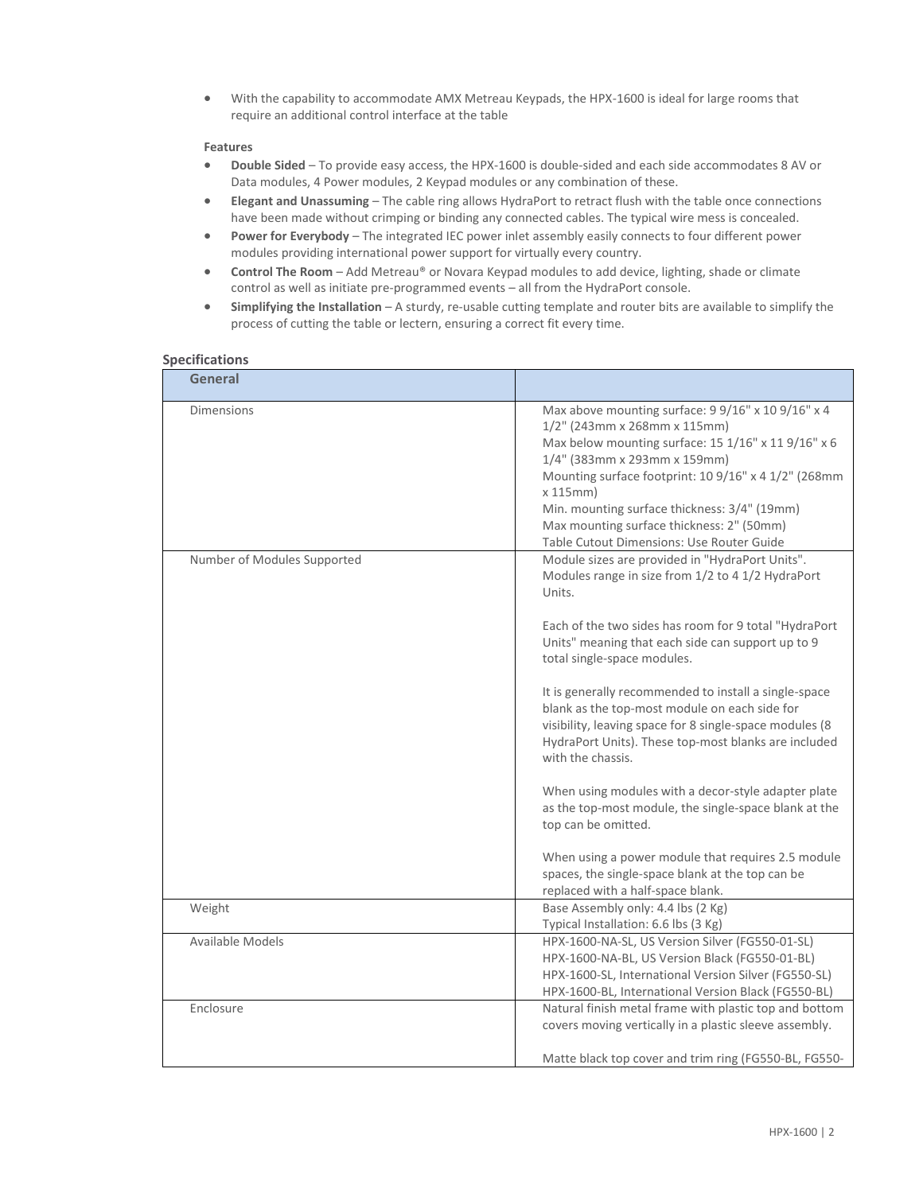- With the capability to accommodate AMX Metreau Keypads, the HPX-1600 is ideal for large rooms that require an additional control interface at the table

**Features**

- **Double Sided** – To provide easy access, the HPX-1600 is double-sided and each side accommodates 8 AV or Data modules, 4 Power modules, 2 Keypad modules or any combination of these.
- **Elegant and Unassuming** – The cable ring allows HydraPort to retract flush with the table once connections have been made without crimping or binding any connected cables. The typical wire mess is concealed.
- **Power for Everybody** – The integrated IEC power inlet assembly easily connects to four different power modules providing international power support for virtually every country.
- **Control The Room** – Add Metreau® or Novara Keypad modules to add device, lighting, shade or climate control as well as initiate pre-programmed events – all from the HydraPort console.
- **Simplifying the Installation** – A sturdy, re-usable cutting template and router bits are available to simplify the process of cutting the table or lectern, ensuring a correct fit every time.

## Specifications

| General | |
|---|---|
| Dimensions | Max above mounting surface: 9 9/16" x 10 9/16" x 4 1/2" (243mm x 268mm x 115mm)<br>Max below mounting surface: 15 1/16" x 11 9/16" x 6 1/4" (383mm x 293mm x 159mm)<br>Mounting surface footprint: 10 9/16" x 4 1/2" (268mm x 115mm)<br>Min. mounting surface thickness: 3/4" (19mm)<br>Max mounting surface thickness: 2" (50mm)<br>Table Cutout Dimensions: Use Router Guide |
| Number of Modules Supported | Module sizes are provided in "HydraPort Units". Modules range in size from 1/2 to 4 1/2 HydraPort Units.<br><br>Each of the two sides has room for 9 total "HydraPort Units" meaning that each side can support up to 9 total single-space modules.<br><br>It is generally recommended to install a single-space blank as the top-most module on each side for visibility, leaving space for 8 single-space modules (8 HydraPort Units). These top-most blanks are included with the chassis.<br><br>When using modules with a decor-style adapter plate as the top-most module, the single-space blank at the top can be omitted.<br><br>When using a power module that requires 2.5 module spaces, the single-space blank at the top can be replaced with a half-space blank. |
| Weight | Base Assembly only: 4.4 lbs (2 Kg)<br>Typical Installation: 6.6 lbs (3 Kg) |
| Available Models | HPX-1600-NA-SL, US Version Silver (FG550-01-SL)<br>HPX-1600-NA-BL, US Version Black (FG550-01-BL)<br>HPX-1600-SL, International Version Silver (FG550-SL)<br>HPX-1600-BL, International Version Black (FG550-BL) |
| Enclosure | Natural finish metal frame with plastic top and bottom covers moving vertically in a plastic sleeve assembly.<br><br>Matte black top cover and trim ring (FG550-BL, FG550- |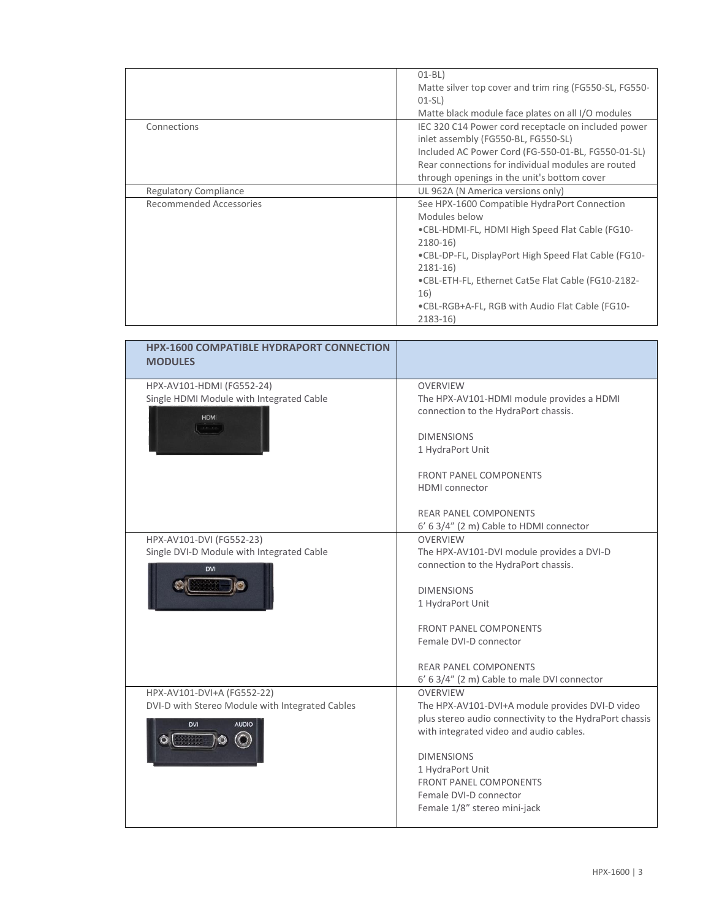| | |
|---|---|
| | 01-BL)<br>Matte silver top cover and trim ring (FG550-SL, FG550-01-SL)<br>Matte black module face plates on all I/O modules |
| Connections | IEC 320 C14 Power cord receptacle on included power inlet assembly (FG550-BL, FG550-SL)<br>Included AC Power Cord (FG-550-01-BL, FG550-01-SL)<br>Rear connections for individual modules are routed through openings in the unit's bottom cover |
| Regulatory Compliance | UL 962A (N America versions only) |
| Recommended Accessories | See HPX-1600 Compatible HydraPort Connection Modules below<br>•CBL-HDMI-FL, HDMI High Speed Flat Cable (FG10-2180-16)<br>•CBL-DP-FL, DisplayPort High Speed Flat Cable (FG10-2181-16)<br>•CBL-ETH-FL, Ethernet Cat5e Flat Cable (FG10-2182-16)<br>•CBL-RGB+A-FL, RGB with Audio Flat Cable (FG10-2183-16) |

| **HPX-1600 COMPATIBLE HYDRAPORT CONNECTION MODULES** | |
|---|---|
| HPX-AV101-HDMI (FG552-24)<br>Single HDMI Module with Integrated Cable | OVERVIEW<br>The HPX-AV101-HDMI module provides a HDMI connection to the HydraPort chassis.<br><br>DIMENSIONS<br>1 HydraPort Unit<br><br>FRONT PANEL COMPONENTS<br>HDMI connector<br><br>REAR PANEL COMPONENTS<br>6' 6 3/4" (2 m) Cable to HDMI connector |
| HPX-AV101-DVI (FG552-23)<br>Single DVI-D Module with Integrated Cable | OVERVIEW<br>The HPX-AV101-DVI module provides a DVI-D connection to the HydraPort chassis.<br><br>DIMENSIONS<br>1 HydraPort Unit<br><br>FRONT PANEL COMPONENTS<br>Female DVI-D connector<br><br>REAR PANEL COMPONENTS<br>6' 6 3/4" (2 m) Cable to male DVI connector |
| HPX-AV101-DVI+A (FG552-22)<br>DVI-D with Stereo Module with Integrated Cables | OVERVIEW<br>The HPX-AV101-DVI+A module provides DVI-D video plus stereo audio connectivity to the HydraPort chassis with integrated video and audio cables.<br><br>DIMENSIONS<br>1 HydraPort Unit<br>FRONT PANEL COMPONENTS<br>Female DVI-D connector<br>Female 1/8" stereo mini-jack |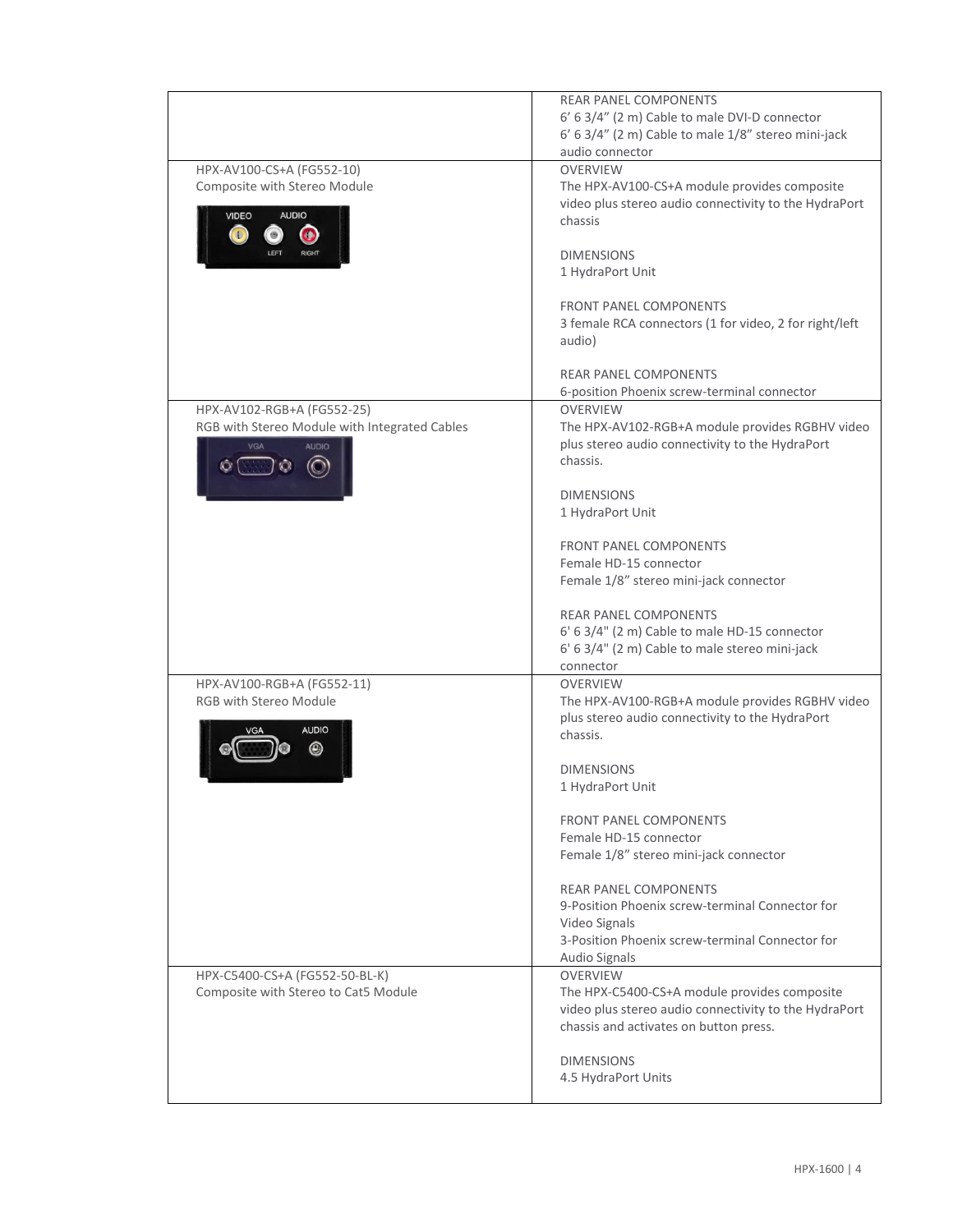| | |
|---|---|
| | REAR PANEL COMPONENTS<br>6' 6 3/4" (2 m) Cable to male DVI-D connector<br>6' 6 3/4" (2 m) Cable to male 1/8" stereo mini-jack audio connector |
| HPX-AV100-CS+A (FG552-10)<br>Composite with Stereo Module | OVERVIEW<br>The HPX-AV100-CS+A module provides composite video plus stereo audio connectivity to the HydraPort chassis<br><br>DIMENSIONS<br>1 HydraPort Unit<br><br>FRONT PANEL COMPONENTS<br>3 female RCA connectors (1 for video, 2 for right/left audio)<br><br>REAR PANEL COMPONENTS<br>6-position Phoenix screw-terminal connector |
| HPX-AV102-RGB+A (FG552-25)<br>RGB with Stereo Module with Integrated Cables | OVERVIEW<br>The HPX-AV102-RGB+A module provides RGBHV video plus stereo audio connectivity to the HydraPort chassis.<br><br>DIMENSIONS<br>1 HydraPort Unit<br><br>FRONT PANEL COMPONENTS<br>Female HD-15 connector<br>Female 1/8" stereo mini-jack connector<br><br>REAR PANEL COMPONENTS<br>6' 6 3/4" (2 m) Cable to male HD-15 connector<br>6' 6 3/4" (2 m) Cable to male stereo mini-jack connector |
| HPX-AV100-RGB+A (FG552-11)<br>RGB with Stereo Module | OVERVIEW<br>The HPX-AV100-RGB+A module provides RGBHV video plus stereo audio connectivity to the HydraPort chassis.<br><br>DIMENSIONS<br>1 HydraPort Unit<br><br>FRONT PANEL COMPONENTS<br>Female HD-15 connector<br>Female 1/8" stereo mini-jack connector<br><br>REAR PANEL COMPONENTS<br>9-Position Phoenix screw-terminal Connector for Video Signals<br>3-Position Phoenix screw-terminal Connector for Audio Signals |
| HPX-C5400-CS+A (FG552-50-BL-K)<br>Composite with Stereo to Cat5 Module | OVERVIEW<br>The HPX-C5400-CS+A module provides composite video plus stereo audio connectivity to the HydraPort chassis and activates on button press.<br><br>DIMENSIONS<br>4.5 HydraPort Units |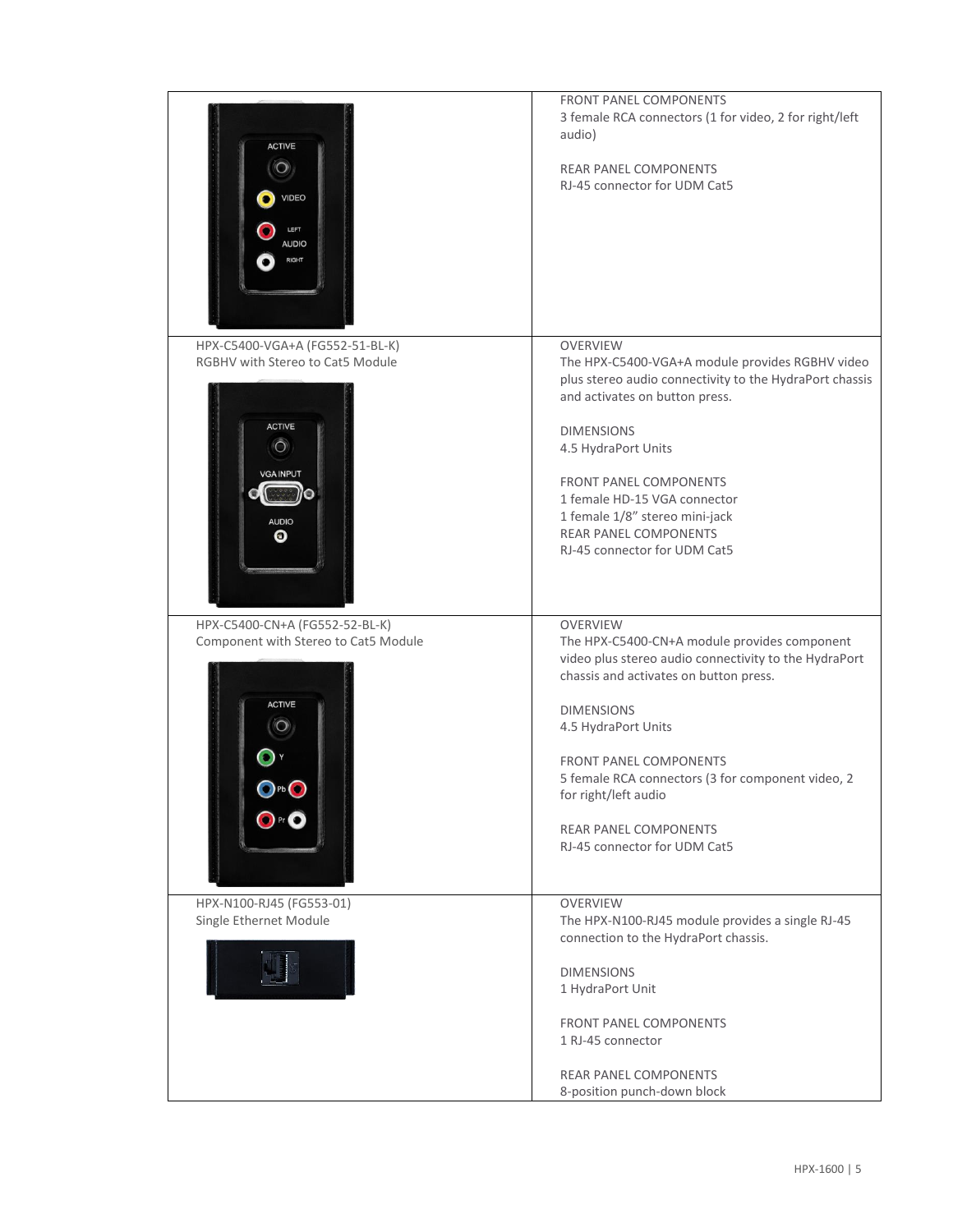| | |
|---|---|
| | FRONT PANEL COMPONENTS<br>3 female RCA connectors (1 for video, 2 for right/left audio)<br><br>REAR PANEL COMPONENTS<br>RJ-45 connector for UDM Cat5 |
| HPX-C5400-VGA+A (FG552-51-BL-K)<br>RGBHV with Stereo to Cat5 Module | OVERVIEW<br>The HPX-C5400-VGA+A module provides RGBHV video plus stereo audio connectivity to the HydraPort chassis and activates on button press.<br><br>DIMENSIONS<br>4.5 HydraPort Units<br><br>FRONT PANEL COMPONENTS<br>1 female HD-15 VGA connector<br>1 female 1/8" stereo mini-jack<br>REAR PANEL COMPONENTS<br>RJ-45 connector for UDM Cat5 |
| HPX-C5400-CN+A (FG552-52-BL-K)<br>Component with Stereo to Cat5 Module | OVERVIEW<br>The HPX-C5400-CN+A module provides component video plus stereo audio connectivity to the HydraPort chassis and activates on button press.<br><br>DIMENSIONS<br>4.5 HydraPort Units<br><br>FRONT PANEL COMPONENTS<br>5 female RCA connectors (3 for component video, 2 for right/left audio<br><br>REAR PANEL COMPONENTS<br>RJ-45 connector for UDM Cat5 |
| HPX-N100-RJ45 (FG553-01)<br>Single Ethernet Module | OVERVIEW<br>The HPX-N100-RJ45 module provides a single RJ-45 connection to the HydraPort chassis.<br><br>DIMENSIONS<br>1 HydraPort Unit<br><br>FRONT PANEL COMPONENTS<br>1 RJ-45 connector<br><br>REAR PANEL COMPONENTS<br>8-position punch-down block |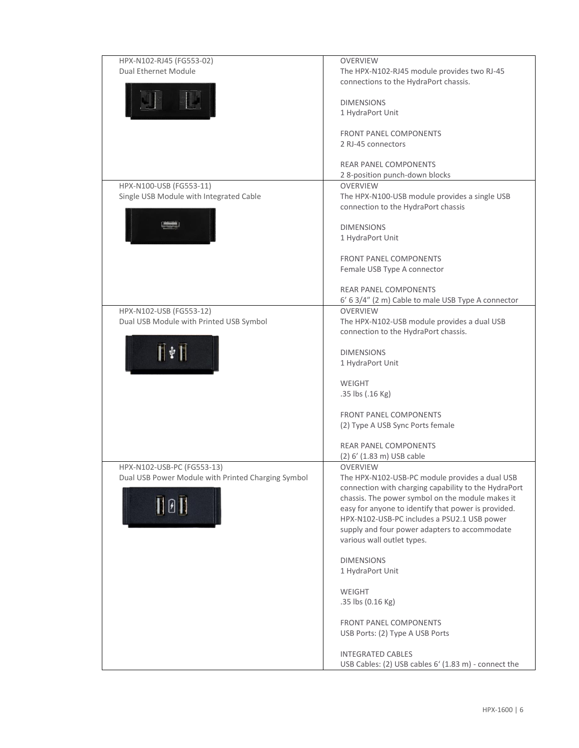| HPX-N102-RJ45 (FG553-02)<br>Dual Ethernet Module | OVERVIEW<br>The HPX-N102-RJ45 module provides two RJ-45 connections to the HydraPort chassis.<br><br>DIMENSIONS<br>1 HydraPort Unit<br><br>FRONT PANEL COMPONENTS<br>2 RJ-45 connectors<br><br>REAR PANEL COMPONENTS<br>2 8-position punch-down blocks |
|---|---|
| HPX-N100-USB (FG553-11)<br>Single USB Module with Integrated Cable | OVERVIEW<br>The HPX-N100-USB module provides a single USB connection to the HydraPort chassis<br><br>DIMENSIONS<br>1 HydraPort Unit<br><br>FRONT PANEL COMPONENTS<br>Female USB Type A connector<br><br>REAR PANEL COMPONENTS<br>6' 6 3/4" (2 m) Cable to male USB Type A connector |
| HPX-N102-USB (FG553-12)<br>Dual USB Module with Printed USB Symbol | OVERVIEW<br>The HPX-N102-USB module provides a dual USB connection to the HydraPort chassis.<br><br>DIMENSIONS<br>1 HydraPort Unit<br><br>WEIGHT<br>.35 lbs (.16 Kg)<br><br>FRONT PANEL COMPONENTS<br>(2) Type A USB Sync Ports female<br><br>REAR PANEL COMPONENTS<br>(2) 6' (1.83 m) USB cable |
| HPX-N102-USB-PC (FG553-13)<br>Dual USB Power Module with Printed Charging Symbol | OVERVIEW<br>The HPX-N102-USB-PC module provides a dual USB connection with charging capability to the HydraPort chassis. The power symbol on the module makes it easy for anyone to identify that power is provided. HPX-N102-USB-PC includes a PSU2.1 USB power supply and four power adapters to accommodate various wall outlet types.<br><br>DIMENSIONS<br>1 HydraPort Unit<br><br>WEIGHT<br>.35 lbs (0.16 Kg)<br><br>FRONT PANEL COMPONENTS<br>USB Ports: (2) Type A USB Ports<br><br>INTEGRATED CABLES<br>USB Cables: (2) USB cables 6' (1.83 m) - connect the |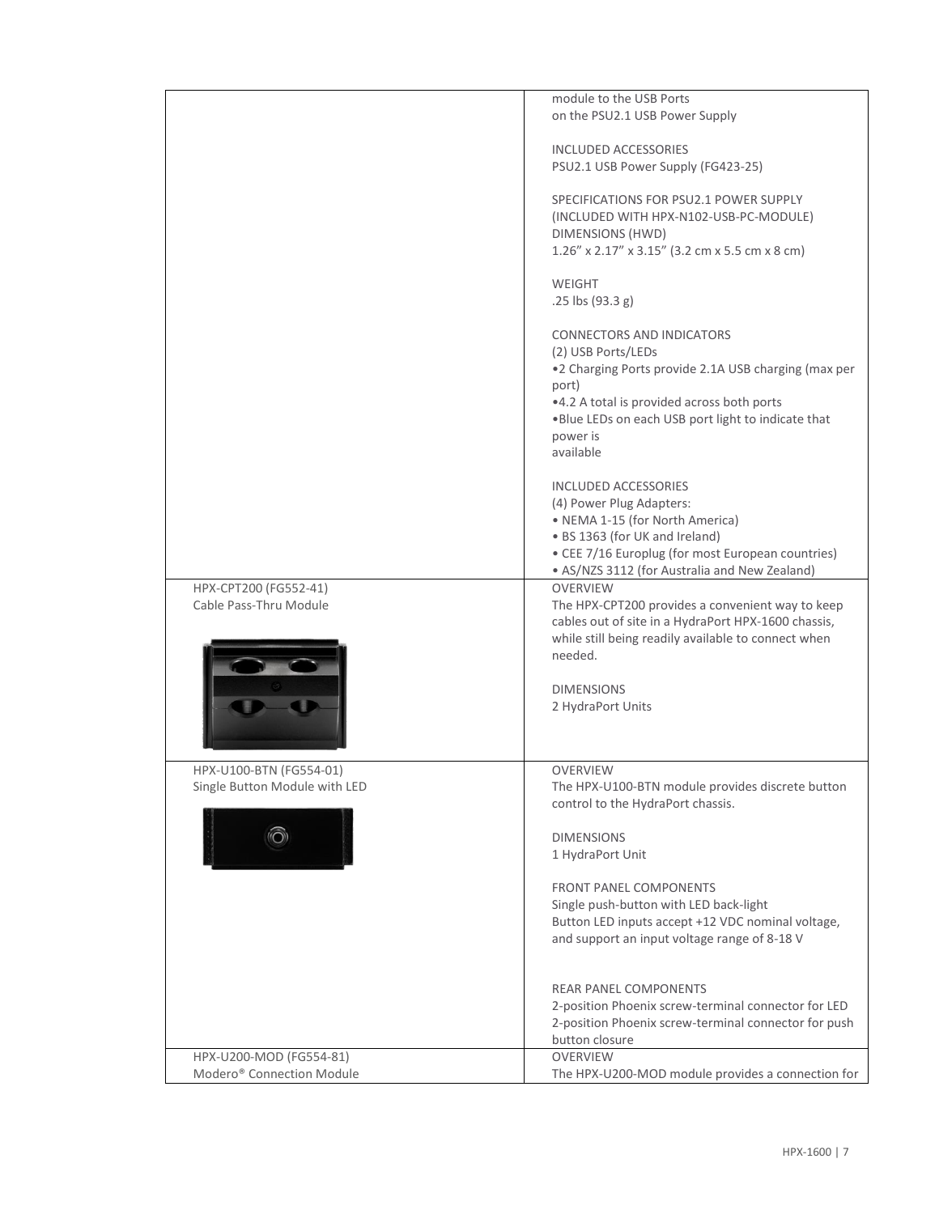| | |
|---|---|
| | module to the USB Ports<br>on the PSU2.1 USB Power Supply<br><br>INCLUDED ACCESSORIES<br>PSU2.1 USB Power Supply (FG423-25)<br><br>SPECIFICATIONS FOR PSU2.1 POWER SUPPLY<br>(INCLUDED WITH HPX-N102-USB-PC-MODULE)<br>DIMENSIONS (HWD)<br>1.26" x 2.17" x 3.15" (3.2 cm x 5.5 cm x 8 cm)<br><br>WEIGHT<br>.25 lbs (93.3 g)<br><br>CONNECTORS AND INDICATORS<br>(2) USB Ports/LEDs<br>•2 Charging Ports provide 2.1A USB charging (max per port)<br>•4.2 A total is provided across both ports<br>•Blue LEDs on each USB port light to indicate that power is<br>available<br><br>INCLUDED ACCESSORIES<br>(4) Power Plug Adapters:<br>• NEMA 1-15 (for North America)<br>• BS 1363 (for UK and Ireland)<br>• CEE 7/16 Europlug (for most European countries)<br>• AS/NZS 3112 (for Australia and New Zealand) |
| HPX-CPT200 (FG552-41)<br>Cable Pass-Thru Module | OVERVIEW<br>The HPX-CPT200 provides a convenient way to keep cables out of site in a HydraPort HPX-1600 chassis, while still being readily available to connect when needed.<br><br>DIMENSIONS<br>2 HydraPort Units |
| HPX-U100-BTN (FG554-01)<br>Single Button Module with LED | OVERVIEW<br>The HPX-U100-BTN module provides discrete button control to the HydraPort chassis.<br><br>DIMENSIONS<br>1 HydraPort Unit<br><br>FRONT PANEL COMPONENTS<br>Single push-button with LED back-light<br>Button LED inputs accept +12 VDC nominal voltage, and support an input voltage range of 8-18 V<br><br>REAR PANEL COMPONENTS<br>2-position Phoenix screw-terminal connector for LED<br>2-position Phoenix screw-terminal connector for push button closure |
| HPX-U200-MOD (FG554-81)<br>Modero® Connection Module | OVERVIEW<br>The HPX-U200-MOD module provides a connection for |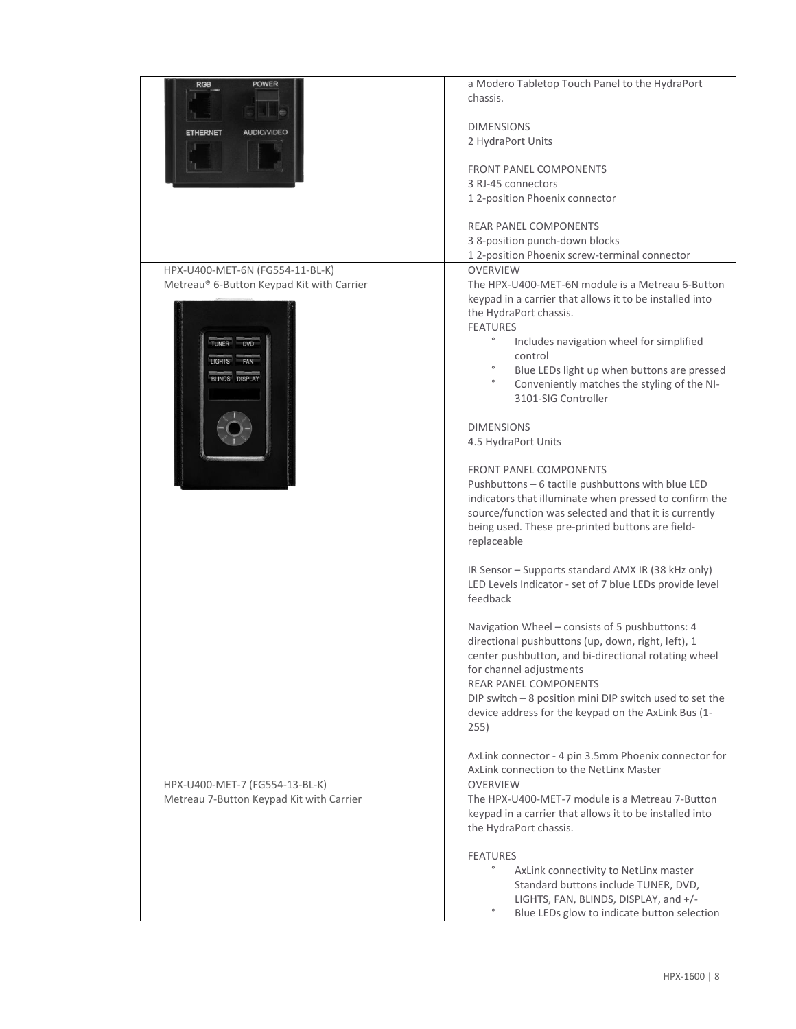| | |
|---|---|
| | a Modero Tabletop Touch Panel to the HydraPort chassis.<br><br>DIMENSIONS<br>2 HydraPort Units<br><br>FRONT PANEL COMPONENTS<br>3 RJ-45 connectors<br>1 2-position Phoenix connector<br><br>REAR PANEL COMPONENTS<br>3 8-position punch-down blocks<br>1 2-position Phoenix screw-terminal connector |
| HPX-U400-MET-6N (FG554-11-BL-K)<br>Metreau® 6-Button Keypad Kit with Carrier | OVERVIEW<br>The HPX-U400-MET-6N module is a Metreau 6-Button keypad in a carrier that allows it to be installed into the HydraPort chassis.<br>FEATURES<br>° Includes navigation wheel for simplified control<br>° Blue LEDs light up when buttons are pressed<br>° Conveniently matches the styling of the NI-3101-SIG Controller<br><br>DIMENSIONS<br>4.5 HydraPort Units<br><br>FRONT PANEL COMPONENTS<br>Pushbuttons – 6 tactile pushbuttons with blue LED indicators that illuminate when pressed to confirm the source/function was selected and that it is currently being used. These pre-printed buttons are field-replaceable<br><br>IR Sensor – Supports standard AMX IR (38 kHz only)<br>LED Levels Indicator - set of 7 blue LEDs provide level feedback<br><br>Navigation Wheel – consists of 5 pushbuttons: 4 directional pushbuttons (up, down, right, left), 1 center pushbutton, and bi-directional rotating wheel for channel adjustments<br>REAR PANEL COMPONENTS<br>DIP switch – 8 position mini DIP switch used to set the device address for the keypad on the AxLink Bus (1-255)<br><br>AxLink connector - 4 pin 3.5mm Phoenix connector for AxLink connection to the NetLinx Master |
| HPX-U400-MET-7 (FG554-13-BL-K)<br>Metreau 7-Button Keypad Kit with Carrier | OVERVIEW<br>The HPX-U400-MET-7 module is a Metreau 7-Button keypad in a carrier that allows it to be installed into the HydraPort chassis.<br><br>FEATURES<br>° AxLink connectivity to NetLinx master Standard buttons include TUNER, DVD, LIGHTS, FAN, BLINDS, DISPLAY, and +/-<br>° Blue LEDs glow to indicate button selection |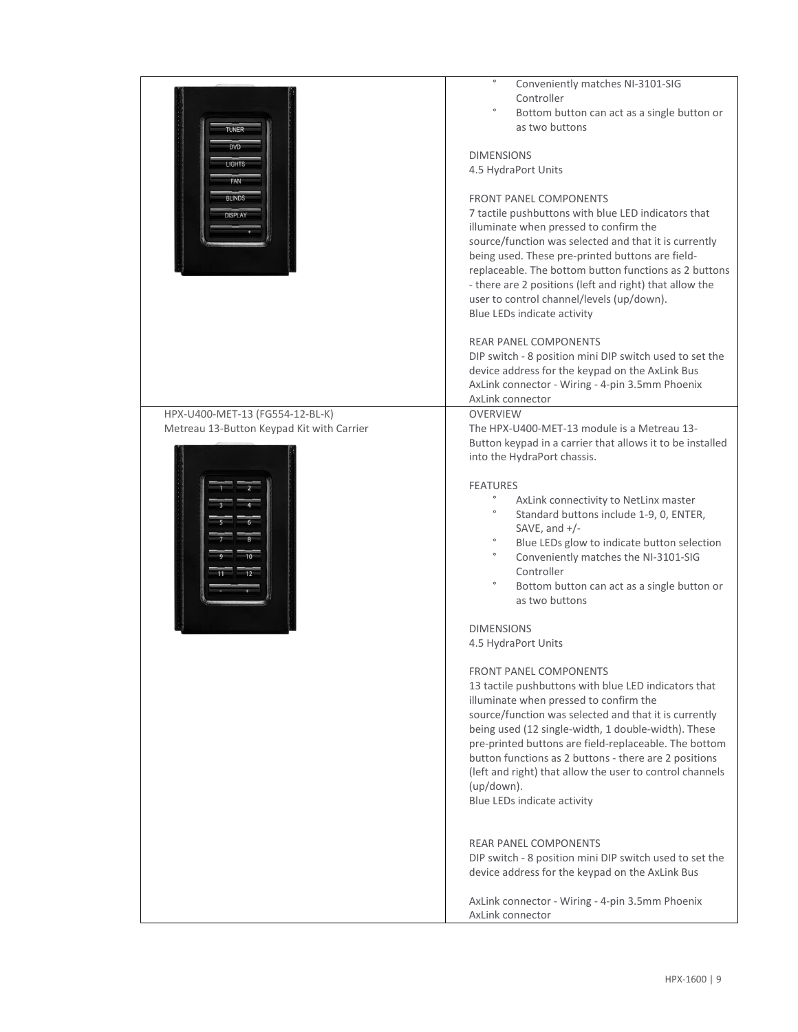| | |
|---|---|
| | ° Conveniently matches NI-3101-SIG Controller<br>° Bottom button can act as a single button or as two buttons<br><br>DIMENSIONS<br>4.5 HydraPort Units<br><br>FRONT PANEL COMPONENTS<br>7 tactile pushbuttons with blue LED indicators that illuminate when pressed to confirm the source/function was selected and that it is currently being used. These pre-printed buttons are field-replaceable. The bottom button functions as 2 buttons - there are 2 positions (left and right) that allow the user to control channel/levels (up/down).<br>Blue LEDs indicate activity<br><br>REAR PANEL COMPONENTS<br>DIP switch - 8 position mini DIP switch used to set the device address for the keypad on the AxLink Bus<br>AxLink connector - Wiring - 4-pin 3.5mm Phoenix AxLink connector |
| HPX-U400-MET-13 (FG554-12-BL-K)<br>Metreau 13-Button Keypad Kit with Carrier | OVERVIEW<br>The HPX-U400-MET-13 module is a Metreau 13-Button keypad in a carrier that allows it to be installed into the HydraPort chassis.<br><br>FEATURES<br>° AxLink connectivity to NetLinx master<br>° Standard buttons include 1-9, 0, ENTER, SAVE, and +/-<br>° Blue LEDs glow to indicate button selection<br>° Conveniently matches the NI-3101-SIG Controller<br>° Bottom button can act as a single button or as two buttons<br><br>DIMENSIONS<br>4.5 HydraPort Units<br><br>FRONT PANEL COMPONENTS<br>13 tactile pushbuttons with blue LED indicators that illuminate when pressed to confirm the source/function was selected and that it is currently being used (12 single-width, 1 double-width). These pre-printed buttons are field-replaceable. The bottom button functions as 2 buttons - there are 2 positions (left and right) that allow the user to control channels (up/down).<br>Blue LEDs indicate activity<br><br>REAR PANEL COMPONENTS<br>DIP switch - 8 position mini DIP switch used to set the device address for the keypad on the AxLink Bus<br><br>AxLink connector - Wiring - 4-pin 3.5mm Phoenix AxLink connector |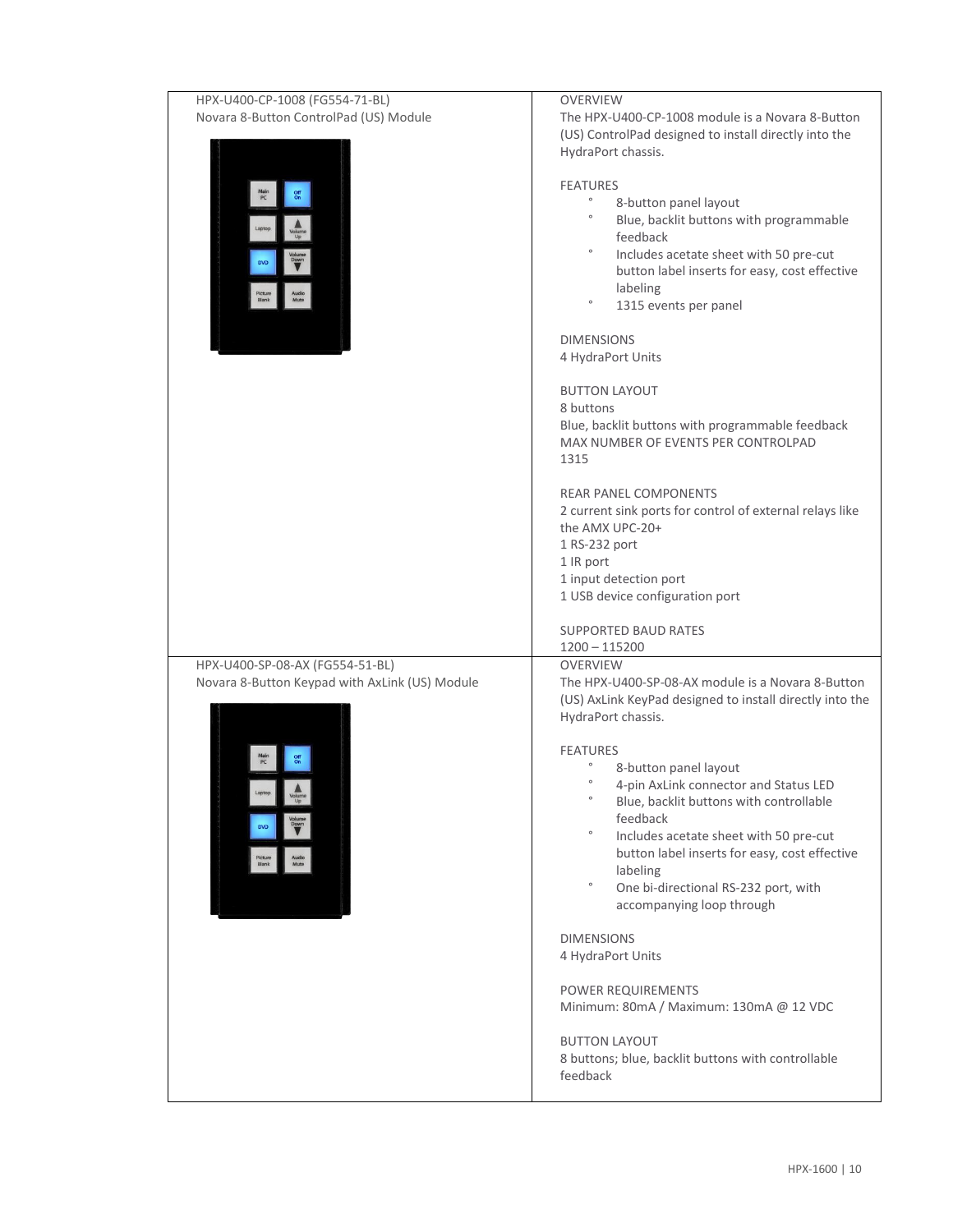| HPX-U400-CP-1008 (FG554-71-BL)<br>Novara 8-Button ControlPad (US) Module | OVERVIEW<br>The HPX-U400-CP-1008 module is a Novara 8-Button (US) ControlPad designed to install directly into the HydraPort chassis.<br><br>FEATURES<br>° 8-button panel layout<br>° Blue, backlit buttons with programmable feedback<br>° Includes acetate sheet with 50 pre-cut button label inserts for easy, cost effective labeling<br>° 1315 events per panel<br><br>DIMENSIONS<br>4 HydraPort Units<br><br>BUTTON LAYOUT<br>8 buttons<br>Blue, backlit buttons with programmable feedback<br>MAX NUMBER OF EVENTS PER CONTROLPAD<br>1315<br><br>REAR PANEL COMPONENTS<br>2 current sink ports for control of external relays like the AMX UPC-20+<br>1 RS-232 port<br>1 IR port<br>1 input detection port<br>1 USB device configuration port<br><br>SUPPORTED BAUD RATES<br>1200 – 115200 |
|---|---|
| HPX-U400-SP-08-AX (FG554-51-BL)<br>Novara 8-Button Keypad with AxLink (US) Module | OVERVIEW<br>The HPX-U400-SP-08-AX module is a Novara 8-Button (US) AxLink KeyPad designed to install directly into the HydraPort chassis.<br><br>FEATURES<br>° 8-button panel layout<br>° 4-pin AxLink connector and Status LED<br>° Blue, backlit buttons with controllable feedback<br>° Includes acetate sheet with 50 pre-cut button label inserts for easy, cost effective labeling<br>° One bi-directional RS-232 port, with accompanying loop through<br><br>DIMENSIONS<br>4 HydraPort Units<br><br>POWER REQUIREMENTS<br>Minimum: 80mA / Maximum: 130mA @ 12 VDC<br><br>BUTTON LAYOUT<br>8 buttons; blue, backlit buttons with controllable feedback |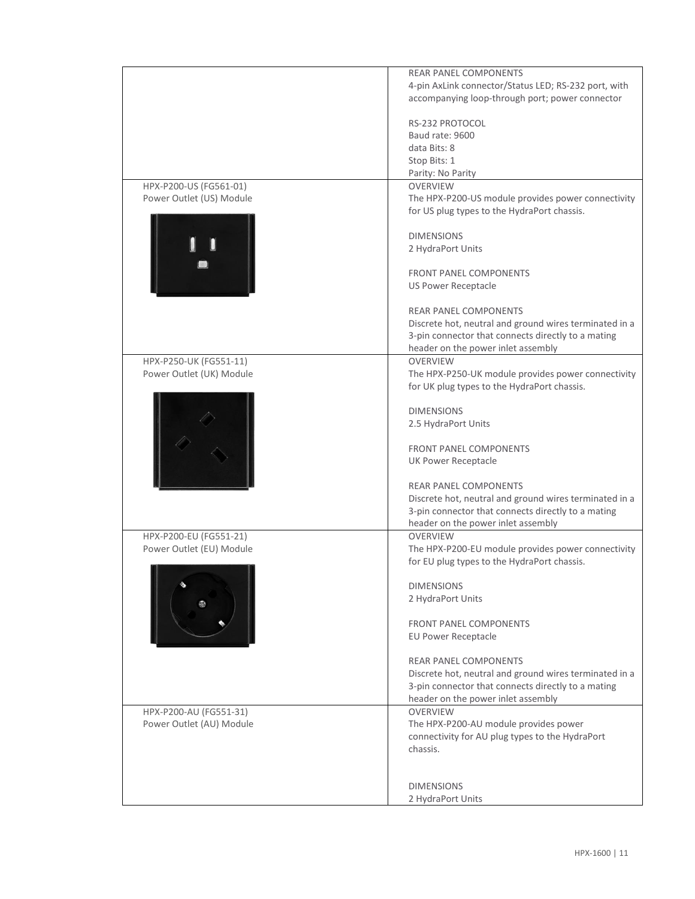| | |
|---|---|
| | REAR PANEL COMPONENTS<br>4-pin AxLink connector/Status LED; RS-232 port, with accompanying loop-through port; power connector<br><br>RS-232 PROTOCOL<br>Baud rate: 9600<br>data Bits: 8<br>Stop Bits: 1<br>Parity: No Parity |
| HPX-P200-US (FG561-01)<br>Power Outlet (US) Module | OVERVIEW<br>The HPX-P200-US module provides power connectivity for US plug types to the HydraPort chassis.<br><br>DIMENSIONS<br>2 HydraPort Units<br><br>FRONT PANEL COMPONENTS<br>US Power Receptacle<br><br>REAR PANEL COMPONENTS<br>Discrete hot, neutral and ground wires terminated in a 3-pin connector that connects directly to a mating header on the power inlet assembly |
| HPX-P250-UK (FG551-11)<br>Power Outlet (UK) Module | OVERVIEW<br>The HPX-P250-UK module provides power connectivity for UK plug types to the HydraPort chassis.<br><br>DIMENSIONS<br>2.5 HydraPort Units<br><br>FRONT PANEL COMPONENTS<br>UK Power Receptacle<br><br>REAR PANEL COMPONENTS<br>Discrete hot, neutral and ground wires terminated in a 3-pin connector that connects directly to a mating header on the power inlet assembly |
| HPX-P200-EU (FG551-21)<br>Power Outlet (EU) Module | OVERVIEW<br>The HPX-P200-EU module provides power connectivity for EU plug types to the HydraPort chassis.<br><br>DIMENSIONS<br>2 HydraPort Units<br><br>FRONT PANEL COMPONENTS<br>EU Power Receptacle<br><br>REAR PANEL COMPONENTS<br>Discrete hot, neutral and ground wires terminated in a 3-pin connector that connects directly to a mating header on the power inlet assembly |
| HPX-P200-AU (FG551-31)<br>Power Outlet (AU) Module | OVERVIEW<br>The HPX-P200-AU module provides power connectivity for AU plug types to the HydraPort chassis.<br><br>DIMENSIONS<br>2 HydraPort Units |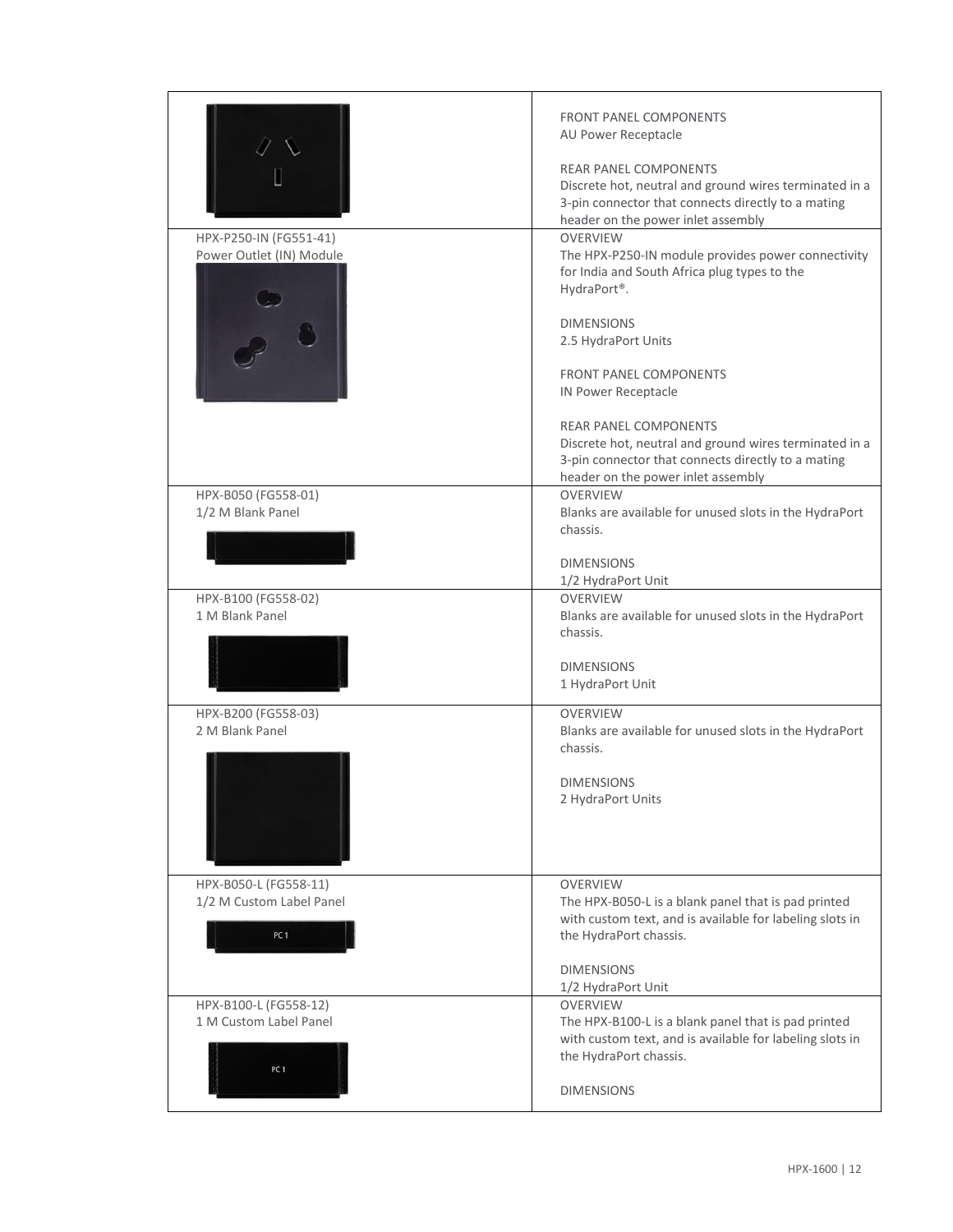| | |
|---|---|
| | FRONT PANEL COMPONENTS<br>AU Power Receptacle<br><br>REAR PANEL COMPONENTS<br>Discrete hot, neutral and ground wires terminated in a 3-pin connector that connects directly to a mating header on the power inlet assembly |
| HPX-P250-IN (FG551-41)<br>Power Outlet (IN) Module | OVERVIEW<br>The HPX-P250-IN module provides power connectivity for India and South Africa plug types to the HydraPort®.<br><br>DIMENSIONS<br>2.5 HydraPort Units<br><br>FRONT PANEL COMPONENTS<br>IN Power Receptacle<br><br>REAR PANEL COMPONENTS<br>Discrete hot, neutral and ground wires terminated in a 3-pin connector that connects directly to a mating header on the power inlet assembly |
| HPX-B050 (FG558-01)<br>1/2 M Blank Panel | OVERVIEW<br>Blanks are available for unused slots in the HydraPort chassis.<br><br>DIMENSIONS<br>1/2 HydraPort Unit |
| HPX-B100 (FG558-02)<br>1 M Blank Panel | OVERVIEW<br>Blanks are available for unused slots in the HydraPort chassis.<br><br>DIMENSIONS<br>1 HydraPort Unit |
| HPX-B200 (FG558-03)<br>2 M Blank Panel | OVERVIEW<br>Blanks are available for unused slots in the HydraPort chassis.<br><br>DIMENSIONS<br>2 HydraPort Units |
| HPX-B050-L (FG558-11)<br>1/2 M Custom Label Panel<br><br>PC 1 | OVERVIEW<br>The HPX-B050-L is a blank panel that is pad printed with custom text, and is available for labeling slots in the HydraPort chassis.<br><br>DIMENSIONS<br>1/2 HydraPort Unit |
| HPX-B100-L (FG558-12)<br>1 M Custom Label Panel<br><br>PC 1 | OVERVIEW<br>The HPX-B100-L is a blank panel that is pad printed with custom text, and is available for labeling slots in the HydraPort chassis.<br><br>DIMENSIONS |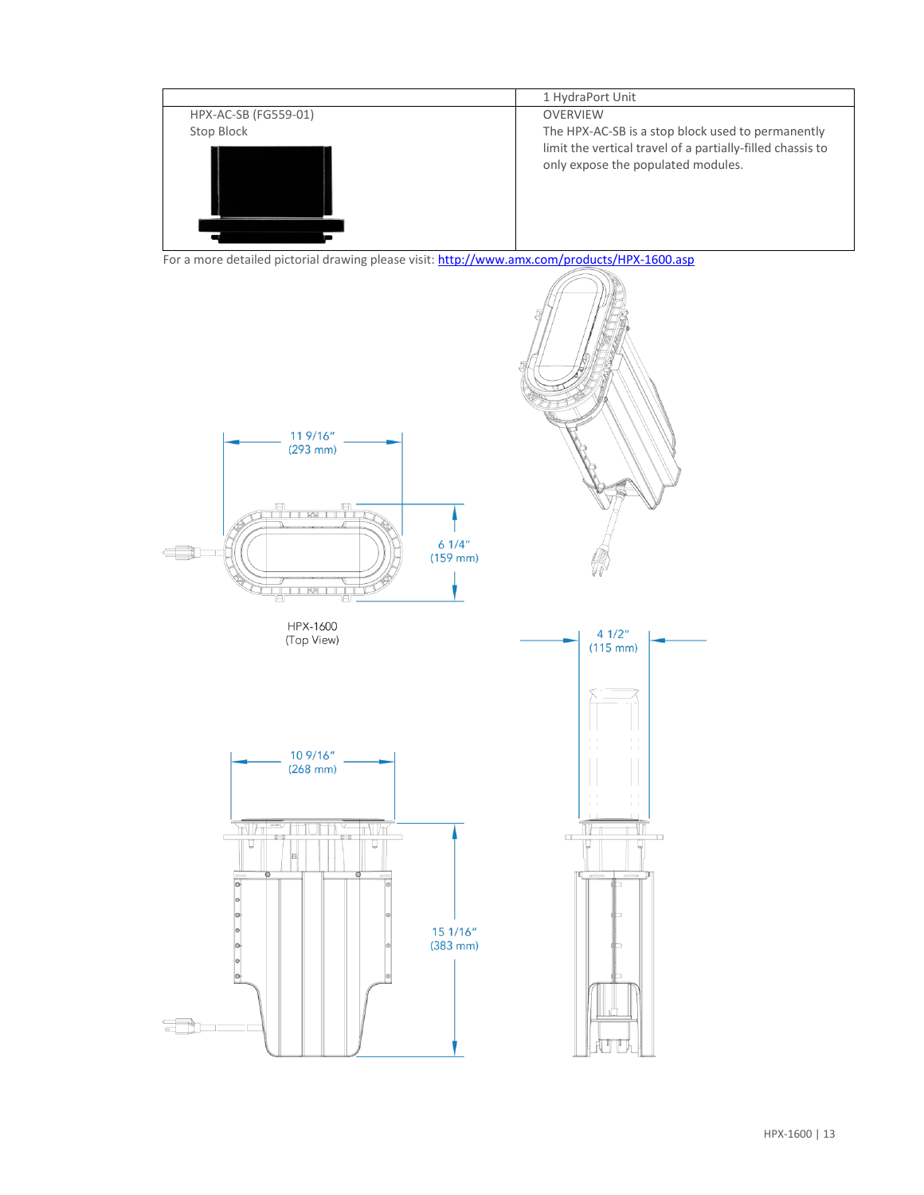| | 1 HydraPort Unit |
|---|---|
| HPX-AC-SB (FG559-01)<br>Stop Block | OVERVIEW<br>The HPX-AC-SB is a stop block used to permanently limit the vertical travel of a partially-filled chassis to only expose the populated modules. |

For a more detailed pictorial drawing please visit: [http://www.amx.com/products/HPX-1600.asp](http://www.amx.com/products/HPX-1600.asp)

11 9/16" (293 mm)

6 1/4" (159 mm)

HPX-1600 (Top View)

4 1/2" (115 mm)

10 9/16" (268 mm)

15 1/16" (383 mm)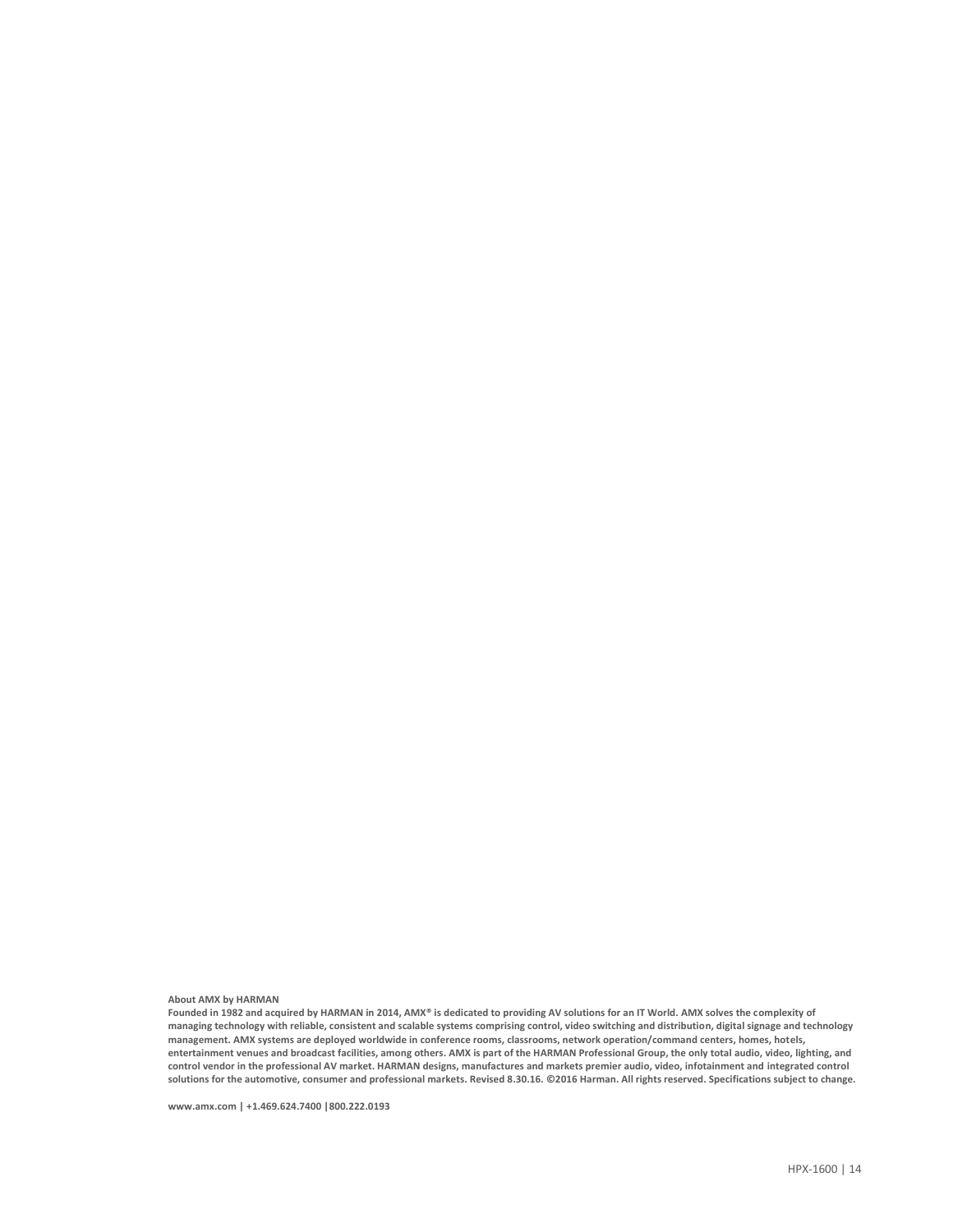**About AMX by HARMAN**

**Founded in 1982 and acquired by HARMAN in 2014, AMX® is dedicated to providing AV solutions for an IT World. AMX solves the complexity of managing technology with reliable, consistent and scalable systems comprising control, video switching and distribution, digital signage and technology management. AMX systems are deployed worldwide in conference rooms, classrooms, network operation/command centers, homes, hotels, entertainment venues and broadcast facilities, among others. AMX is part of the HARMAN Professional Group, the only total audio, video, lighting, and control vendor in the professional AV market. HARMAN designs, manufactures and markets premier audio, video, infotainment and integrated control solutions for the automotive, consumer and professional markets. Revised 8.30.16. ©2016 Harman. All rights reserved. Specifications subject to change.**

**www.amx.com | +1.469.624.7400 |800.222.0193**